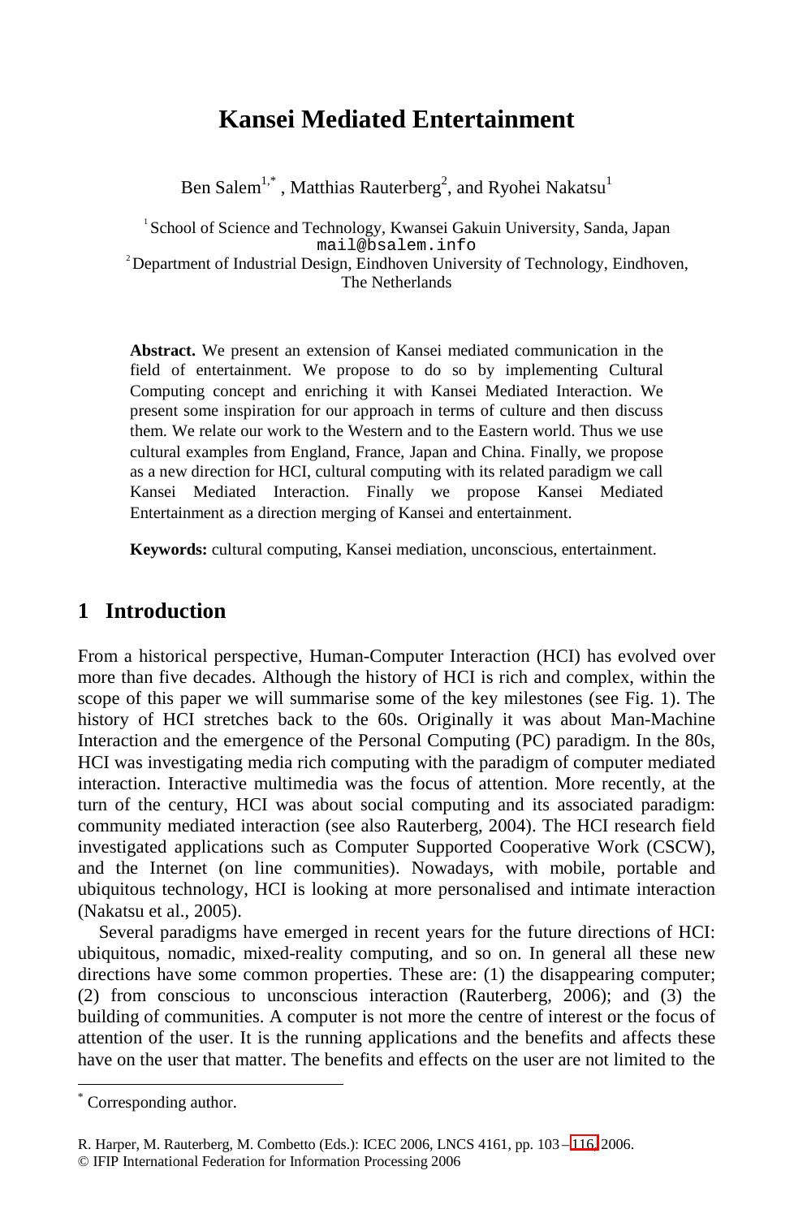# Kansei Mediated Entertainment

Ben Salem[1,*], Matthias Rauterberg[2], and Ryohei Nakatsu[1]

[1] School of Science and Technology, Kwansei Gakuin University, Sanda, Japan
mail@bsalem.info
[2] Department of Industrial Design, Eindhoven University of Technology, Eindhoven, The Netherlands

**Abstract.** We present an extension of Kansei mediated communication in the field of entertainment. We propose to do so by implementing Cultural Computing concept and enriching it with Kansei Mediated Interaction. We present some inspiration for our approach in terms of culture and then discuss them. We relate our work to the Western and to the Eastern world. Thus we use cultural examples from England, France, Japan and China. Finally, we propose as a new direction for HCI, cultural computing with its related paradigm we call Kansei Mediated Interaction. Finally we propose Kansei Mediated Entertainment as a direction merging of Kansei and entertainment.

**Keywords:** cultural computing, Kansei mediation, unconscious, entertainment.

## 1 Introduction

From a historical perspective, Human-Computer Interaction (HCI) has evolved over more than five decades. Although the history of HCI is rich and complex, within the scope of this paper we will summarise some of the key milestones (see Fig. 1). The history of HCI stretches back to the 60s. Originally it was about Man-Machine Interaction and the emergence of the Personal Computing (PC) paradigm. In the 80s, HCI was investigating media rich computing with the paradigm of computer mediated interaction. Interactive multimedia was the focus of attention. More recently, at the turn of the century, HCI was about social computing and its associated paradigm: community mediated interaction (see also Rauterberg, 2004). The HCI research field investigated applications such as Computer Supported Cooperative Work (CSCW), and the Internet (on line communities). Nowadays, with mobile, portable and ubiquitous technology, HCI is looking at more personalised and intimate interaction (Nakatsu et al., 2005).

Several paradigms have emerged in recent years for the future directions of HCI: ubiquitous, nomadic, mixed-reality computing, and so on. In general all these new directions have some common properties. These are: (1) the disappearing computer; (2) from conscious to unconscious interaction (Rauterberg, 2006); and (3) the building of communities. A computer is not more the centre of interest or the focus of attention of the user. It is the running applications and the benefits and affects these have on the user that matter. The benefits and effects on the user are not limited to the

[*] Corresponding author.

R. Harper, M. Rauterberg, M. Combetto (Eds.): ICEC 2006, LNCS 4161, pp. 103 – 116, 2006.
© IFIP International Federation for Information Processing 2006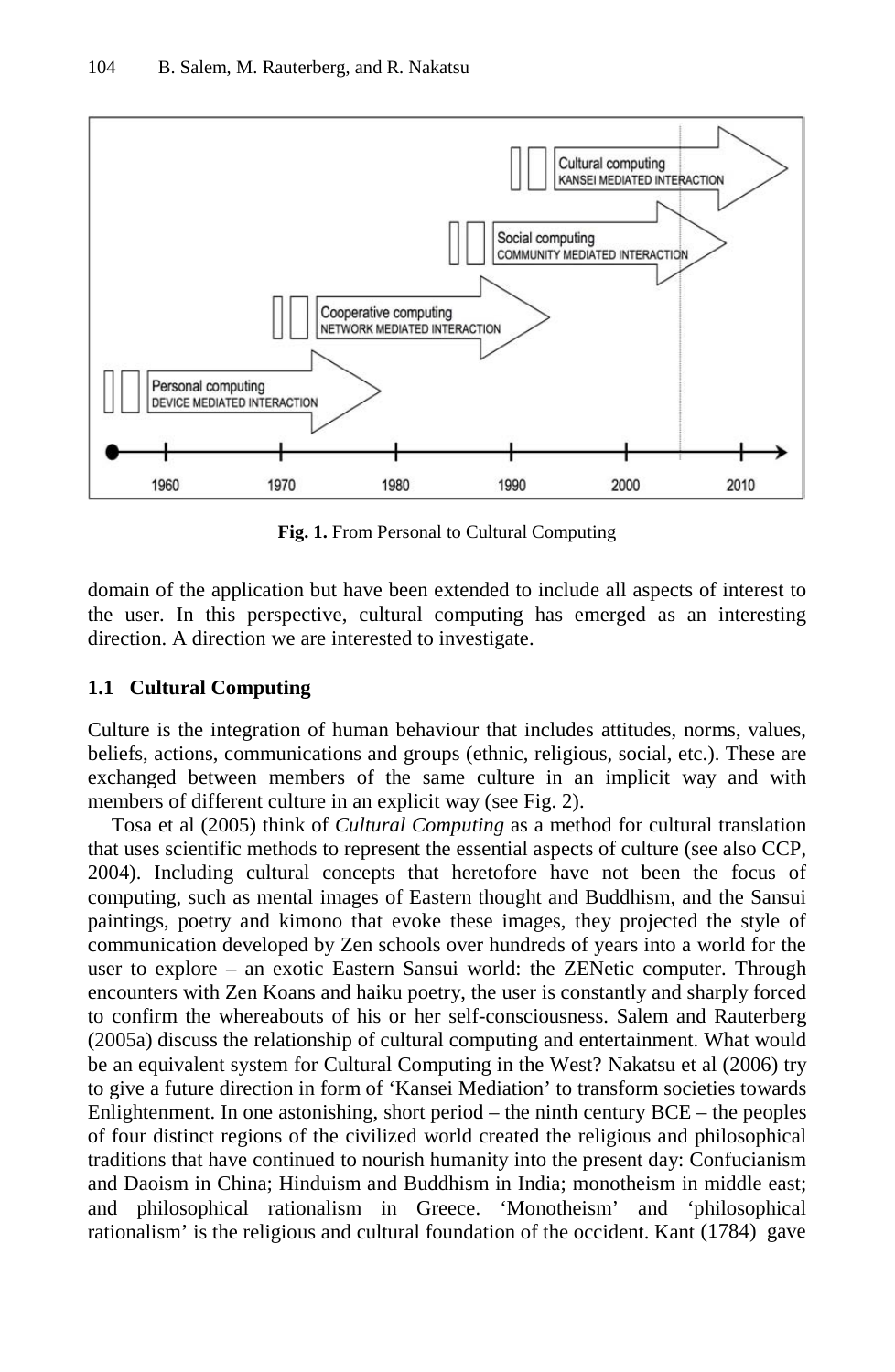Fig. 1. From Personal to Cultural Computing

domain of the application but have been extended to include all aspects of interest to the user. In this perspective, cultural computing has emerged as an interesting direction. A direction we are interested to investigate.

### 1.1 Cultural Computing

Culture is the integration of human behaviour that includes attitudes, norms, values, beliefs, actions, communications and groups (ethnic, religious, social, etc.). These are exchanged between members of the same culture in an implicit way and with members of different culture in an explicit way (see Fig. 2).

Tosa et al (2005) think of *Cultural Computing* as a method for cultural translation that uses scientific methods to represent the essential aspects of culture (see also CCP, 2004). Including cultural concepts that heretofore have not been the focus of computing, such as mental images of Eastern thought and Buddhism, and the Sansui paintings, poetry and kimono that evoke these images, they projected the style of communication developed by Zen schools over hundreds of years into a world for the user to explore – an exotic Eastern Sansui world: the ZENetic computer. Through encounters with Zen Koans and haiku poetry, the user is constantly and sharply forced to confirm the whereabouts of his or her self-consciousness. Salem and Rauterberg (2005a) discuss the relationship of cultural computing and entertainment. What would be an equivalent system for Cultural Computing in the West? Nakatsu et al (2006) try to give a future direction in form of 'Kansei Mediation' to transform societies towards Enlightenment. In one astonishing, short period – the ninth century BCE – the peoples of four distinct regions of the civilized world created the religious and philosophical traditions that have continued to nourish humanity into the present day: Confucianism and Daoism in China; Hinduism and Buddhism in India; monotheism in middle east; and philosophical rationalism in Greece. 'Monotheism' and 'philosophical rationalism' is the religious and cultural foundation of the occident. Kant (1784) gave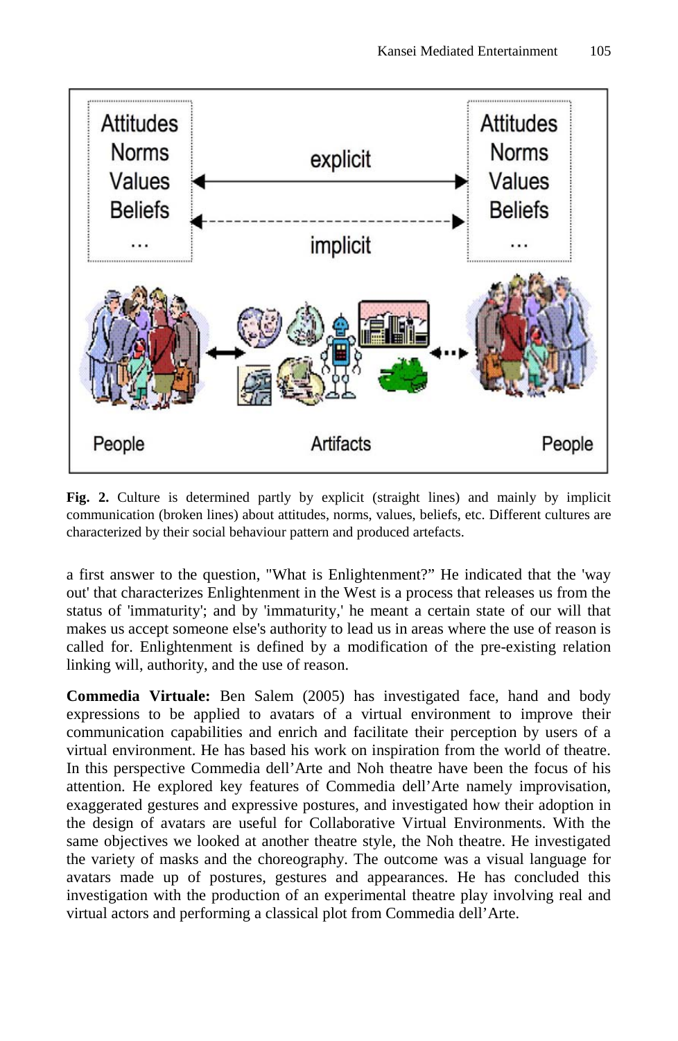**Fig. 2.** Culture is determined partly by explicit (straight lines) and mainly by implicit communication (broken lines) about attitudes, norms, values, beliefs, etc. Different cultures are characterized by their social behaviour pattern and produced artefacts.

a first answer to the question, "What is Enlightenment?" He indicated that the 'way out' that characterizes Enlightenment in the West is a process that releases us from the status of 'immaturity'; and by 'immaturity,' he meant a certain state of our will that makes us accept someone else's authority to lead us in areas where the use of reason is called for. Enlightenment is defined by a modification of the pre-existing relation linking will, authority, and the use of reason.

**Commedia Virtuale:** Ben Salem (2005) has investigated face, hand and body expressions to be applied to avatars of a virtual environment to improve their communication capabilities and enrich and facilitate their perception by users of a virtual environment. He has based his work on inspiration from the world of theatre. In this perspective Commedia dell'Arte and Noh theatre have been the focus of his attention. He explored key features of Commedia dell'Arte namely improvisation, exaggerated gestures and expressive postures, and investigated how their adoption in the design of avatars are useful for Collaborative Virtual Environments. With the same objectives we looked at another theatre style, the Noh theatre. He investigated the variety of masks and the choreography. The outcome was a visual language for avatars made up of postures, gestures and appearances. He has concluded this investigation with the production of an experimental theatre play involving real and virtual actors and performing a classical plot from Commedia dell'Arte.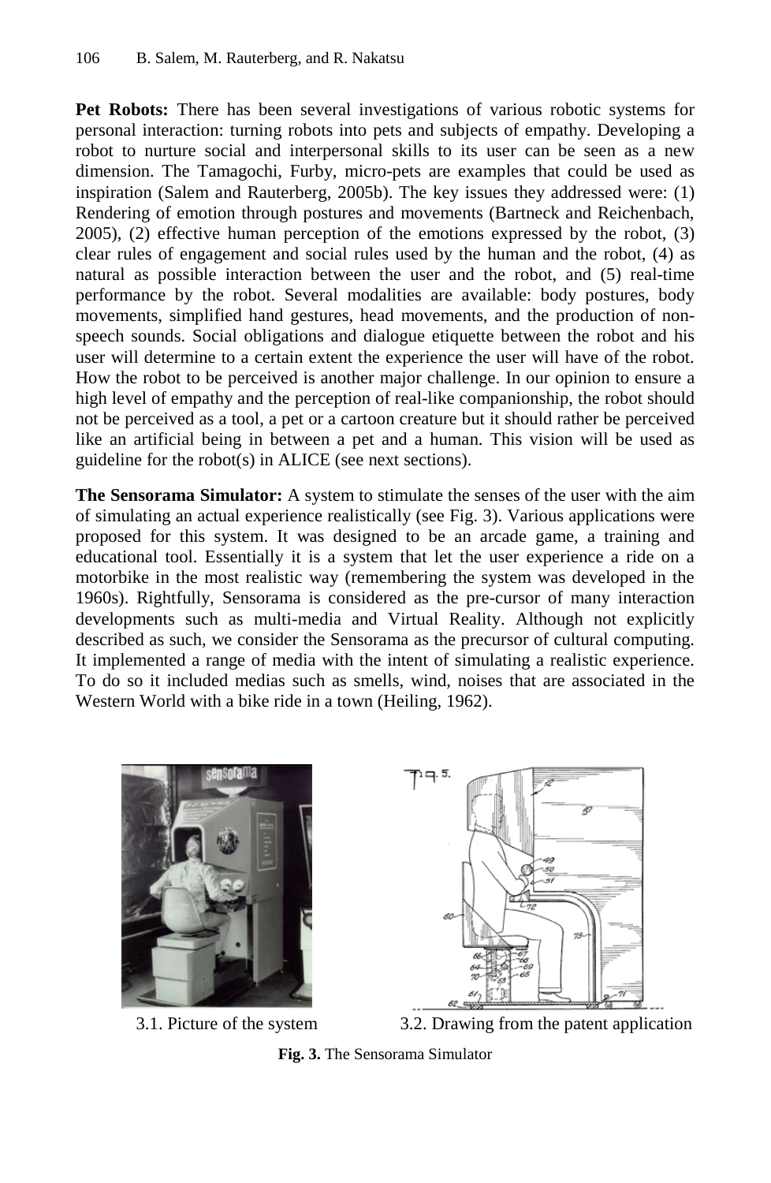**Pet Robots:** There has been several investigations of various robotic systems for personal interaction: turning robots into pets and subjects of empathy. Developing a robot to nurture social and interpersonal skills to its user can be seen as a new dimension. The Tamagochi, Furby, micro-pets are examples that could be used as inspiration (Salem and Rauterberg, 2005b). The key issues they addressed were: (1) Rendering of emotion through postures and movements (Bartneck and Reichenbach, 2005), (2) effective human perception of the emotions expressed by the robot, (3) clear rules of engagement and social rules used by the human and the robot, (4) as natural as possible interaction between the user and the robot, and (5) real-time performance by the robot. Several modalities are available: body postures, body movements, simplified hand gestures, head movements, and the production of non-speech sounds. Social obligations and dialogue etiquette between the robot and his user will determine to a certain extent the experience the user will have of the robot. How the robot to be perceived is another major challenge. In our opinion to ensure a high level of empathy and the perception of real-like companionship, the robot should not be perceived as a tool, a pet or a cartoon creature but it should rather be perceived like an artificial being in between a pet and a human. This vision will be used as guideline for the robot(s) in ALICE (see next sections).

**The Sensorama Simulator:** A system to stimulate the senses of the user with the aim of simulating an actual experience realistically (see Fig. 3). Various applications were proposed for this system. It was designed to be an arcade game, a training and educational tool. Essentially it is a system that let the user experience a ride on a motorbike in the most realistic way (remembering the system was developed in the 1960s). Rightfully, Sensorama is considered as the pre-cursor of many interaction developments such as multi-media and Virtual Reality. Although not explicitly described as such, we consider the Sensorama as the precursor of cultural computing. It implemented a range of media with the intent of simulating a realistic experience. To do so it included medias such as smells, wind, noises that are associated in the Western World with a bike ride in a town (Heiling, 1962).

3.1. Picture of the system

3.2. Drawing from the patent application

**Fig. 3.** The Sensorama Simulator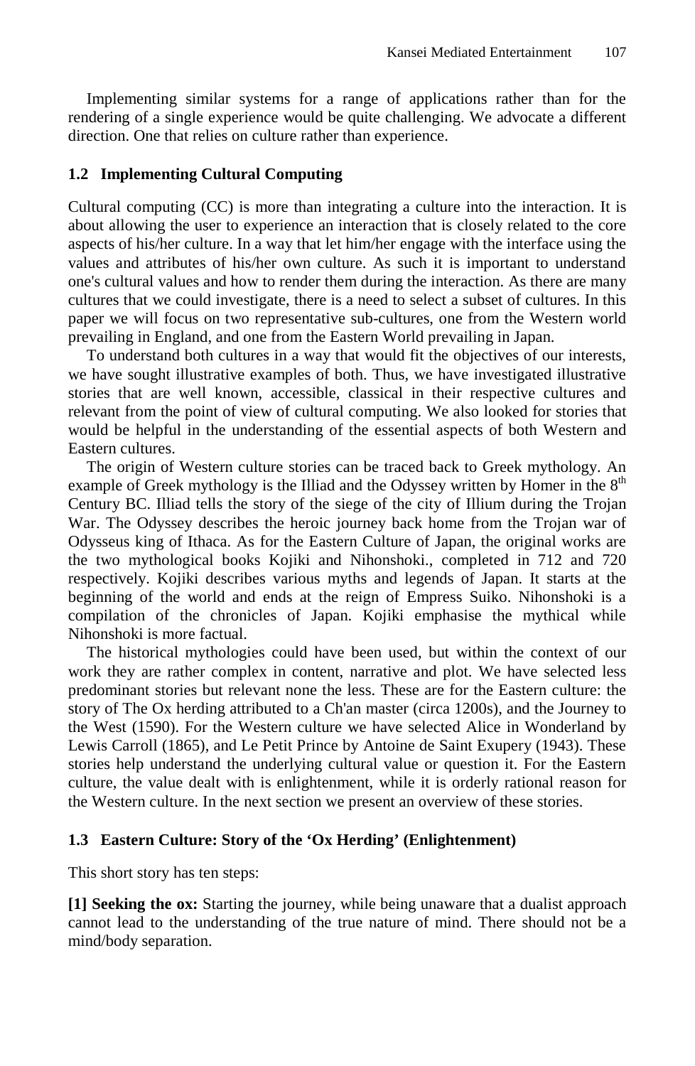Implementing similar systems for a range of applications rather than for the rendering of a single experience would be quite challenging. We advocate a different direction. One that relies on culture rather than experience.

### 1.2 Implementing Cultural Computing

Cultural computing (CC) is more than integrating a culture into the interaction. It is about allowing the user to experience an interaction that is closely related to the core aspects of his/her culture. In a way that let him/her engage with the interface using the values and attributes of his/her own culture. As such it is important to understand one's cultural values and how to render them during the interaction. As there are many cultures that we could investigate, there is a need to select a subset of cultures. In this paper we will focus on two representative sub-cultures, one from the Western world prevailing in England, and one from the Eastern World prevailing in Japan.

To understand both cultures in a way that would fit the objectives of our interests, we have sought illustrative examples of both. Thus, we have investigated illustrative stories that are well known, accessible, classical in their respective cultures and relevant from the point of view of cultural computing. We also looked for stories that would be helpful in the understanding of the essential aspects of both Western and Eastern cultures.

The origin of Western culture stories can be traced back to Greek mythology. An example of Greek mythology is the Illiad and the Odyssey written by Homer in the 8th Century BC. Illiad tells the story of the siege of the city of Illium during the Trojan War. The Odyssey describes the heroic journey back home from the Trojan war of Odysseus king of Ithaca. As for the Eastern Culture of Japan, the original works are the two mythological books Kojiki and Nihonshoki., completed in 712 and 720 respectively. Kojiki describes various myths and legends of Japan. It starts at the beginning of the world and ends at the reign of Empress Suiko. Nihonshoki is a compilation of the chronicles of Japan. Kojiki emphasise the mythical while Nihonshoki is more factual.

The historical mythologies could have been used, but within the context of our work they are rather complex in content, narrative and plot. We have selected less predominant stories but relevant none the less. These are for the Eastern culture: the story of The Ox herding attributed to a Ch'an master (circa 1200s), and the Journey to the West (1590). For the Western culture we have selected Alice in Wonderland by Lewis Carroll (1865), and Le Petit Prince by Antoine de Saint Exupery (1943). These stories help understand the underlying cultural value or question it. For the Eastern culture, the value dealt with is enlightenment, while it is orderly rational reason for the Western culture. In the next section we present an overview of these stories.

### 1.3 Eastern Culture: Story of the 'Ox Herding' (Enlightenment)

This short story has ten steps:

**[1] Seeking the ox:** Starting the journey, while being unaware that a dualist approach cannot lead to the understanding of the true nature of mind. There should not be a mind/body separation.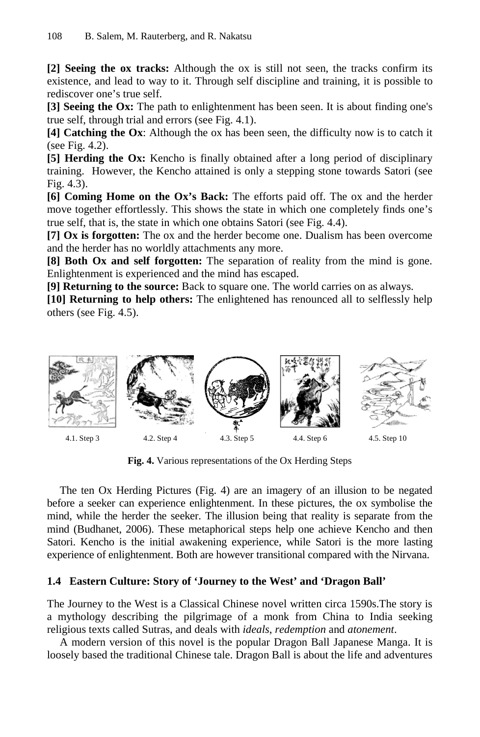**[2] Seeing the ox tracks:** Although the ox is still not seen, the tracks confirm its existence, and lead to way to it. Through self discipline and training, it is possible to rediscover one's true self.

**[3] Seeing the Ox:** The path to enlightenment has been seen. It is about finding one's true self, through trial and errors (see Fig. 4.1).

**[4] Catching the Ox**: Although the ox has been seen, the difficulty now is to catch it (see Fig. 4.2).

**[5] Herding the Ox:** Kencho is finally obtained after a long period of disciplinary training. However, the Kencho attained is only a stepping stone towards Satori (see Fig. 4.3).

**[6] Coming Home on the Ox's Back:** The efforts paid off. The ox and the herder move together effortlessly. This shows the state in which one completely finds one's true self, that is, the state in which one obtains Satori (see Fig. 4.4).

**[7] Ox is forgotten:** The ox and the herder become one. Dualism has been overcome and the herder has no worldly attachments any more.

**[8] Both Ox and self forgotten:** The separation of reality from the mind is gone. Enlightenment is experienced and the mind has escaped.

**[9] Returning to the source:** Back to square one. The world carries on as always.

**[10] Returning to help others:** The enlightened has renounced all to selflessly help others (see Fig. 4.5).

4.1. Step 3 4.2. Step 4 4.3. Step 5 4.4. Step 6 4.5. Step 10

**Fig. 4.** Various representations of the Ox Herding Steps

The ten Ox Herding Pictures (Fig. 4) are an imagery of an illusion to be negated before a seeker can experience enlightenment. In these pictures, the ox symbolise the mind, while the herder the seeker. The illusion being that reality is separate from the mind (Budhanet, 2006). These metaphorical steps help one achieve Kencho and then Satori. Kencho is the initial awakening experience, while Satori is the more lasting experience of enlightenment. Both are however transitional compared with the Nirvana.

### 1.4 Eastern Culture: Story of 'Journey to the West' and 'Dragon Ball'

The Journey to the West is a Classical Chinese novel written circa 1590s.The story is a mythology describing the pilgrimage of a monk from China to India seeking religious texts called Sutras, and deals with *ideals*, *redemption* and *atonement*.

A modern version of this novel is the popular Dragon Ball Japanese Manga. It is loosely based the traditional Chinese tale. Dragon Ball is about the life and adventures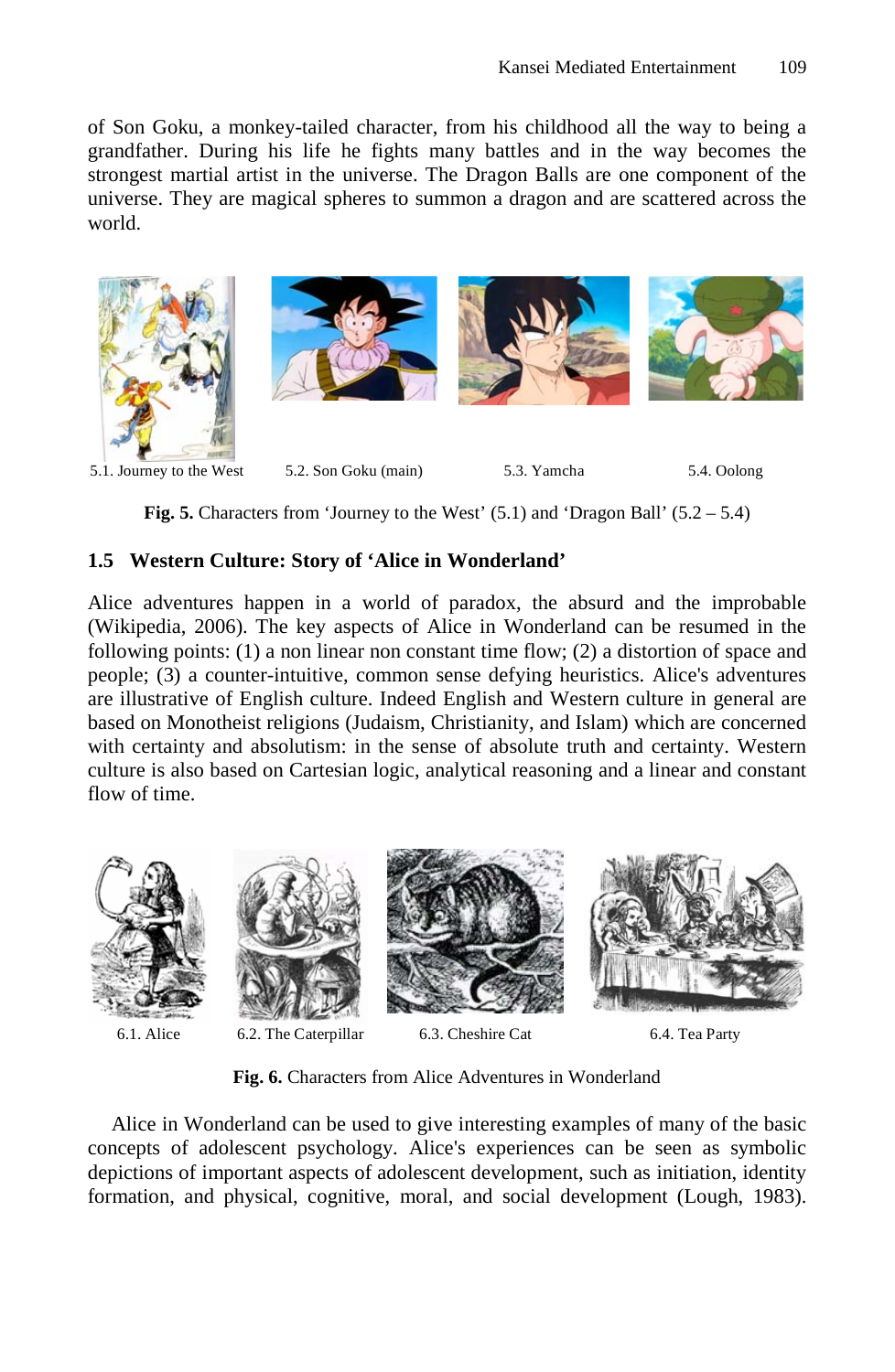of Son Goku, a monkey-tailed character, from his childhood all the way to being a grandfather. During his life he fights many battles and in the way becomes the strongest martial artist in the universe. The Dragon Balls are one component of the universe. They are magical spheres to summon a dragon and are scattered across the world.

5.1. Journey to the West    5.2. Son Goku (main)    5.3. Yamcha    5.4. Oolong

**Fig. 5.** Characters from 'Journey to the West' (5.1) and 'Dragon Ball' (5.2 – 5.4)

## 1.5 Western Culture: Story of 'Alice in Wonderland'

Alice adventures happen in a world of paradox, the absurd and the improbable (Wikipedia, 2006). The key aspects of Alice in Wonderland can be resumed in the following points: (1) a non linear non constant time flow; (2) a distortion of space and people; (3) a counter-intuitive, common sense defying heuristics. Alice's adventures are illustrative of English culture. Indeed English and Western culture in general are based on Monotheist religions (Judaism, Christianity, and Islam) which are concerned with certainty and absolutism: in the sense of absolute truth and certainty. Western culture is also based on Cartesian logic, analytical reasoning and a linear and constant flow of time.

6.1. Alice    6.2. The Caterpillar    6.3. Cheshire Cat    6.4. Tea Party

**Fig. 6.** Characters from Alice Adventures in Wonderland

Alice in Wonderland can be used to give interesting examples of many of the basic concepts of adolescent psychology. Alice's experiences can be seen as symbolic depictions of important aspects of adolescent development, such as initiation, identity formation, and physical, cognitive, moral, and social development (Lough, 1983).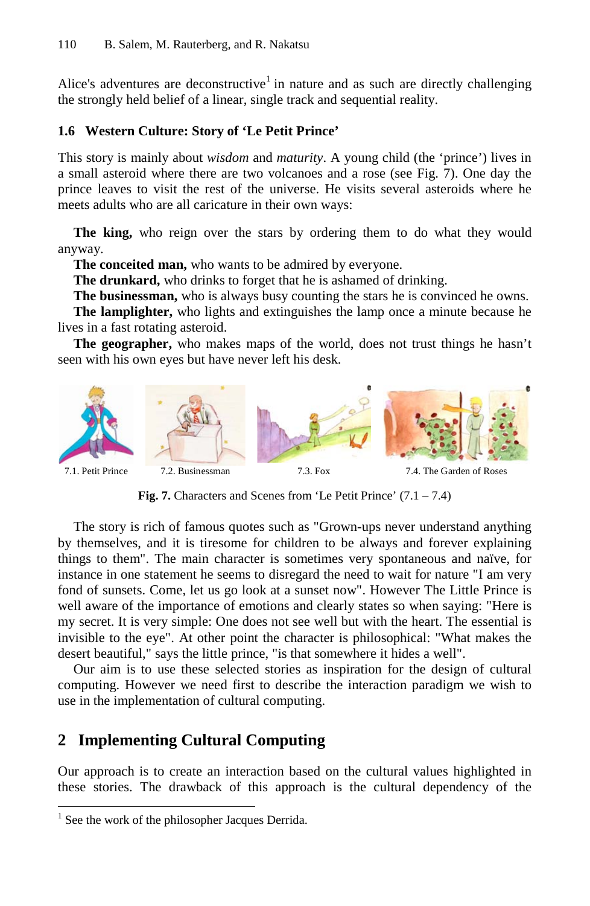Alice's adventures are deconstructive[1] in nature and as such are directly challenging the strongly held belief of a linear, single track and sequential reality.

### 1.6 Western Culture: Story of 'Le Petit Prince'

This story is mainly about *wisdom* and *maturity*. A young child (the 'prince') lives in a small asteroid where there are two volcanoes and a rose (see Fig. 7). One day the prince leaves to visit the rest of the universe. He visits several asteroids where he meets adults who are all caricature in their own ways:

**The king,** who reign over the stars by ordering them to do what they would anyway.

**The conceited man,** who wants to be admired by everyone.

**The drunkard,** who drinks to forget that he is ashamed of drinking.

**The businessman,** who is always busy counting the stars he is convinced he owns.

**The lamplighter,** who lights and extinguishes the lamp once a minute because he lives in a fast rotating asteroid.

**The geographer,** who makes maps of the world, does not trust things he hasn't seen with his own eyes but have never left his desk.

7.1. Petit Prince 7.2. Businessman 7.3. Fox 7.4. The Garden of Roses

**Fig. 7.** Characters and Scenes from 'Le Petit Prince' (7.1 – 7.4)

The story is rich of famous quotes such as "Grown-ups never understand anything by themselves, and it is tiresome for children to be always and forever explaining things to them". The main character is sometimes very spontaneous and naïve, for instance in one statement he seems to disregard the need to wait for nature "I am very fond of sunsets. Come, let us go look at a sunset now". However The Little Prince is well aware of the importance of emotions and clearly states so when saying: "Here is my secret. It is very simple: One does not see well but with the heart. The essential is invisible to the eye". At other point the character is philosophical: "What makes the desert beautiful," says the little prince, "is that somewhere it hides a well".

Our aim is to use these selected stories as inspiration for the design of cultural computing. However we need first to describe the interaction paradigm we wish to use in the implementation of cultural computing.

## 2 Implementing Cultural Computing

Our approach is to create an interaction based on the cultural values highlighted in these stories. The drawback of this approach is the cultural dependency of the

[1] See the work of the philosopher Jacques Derrida.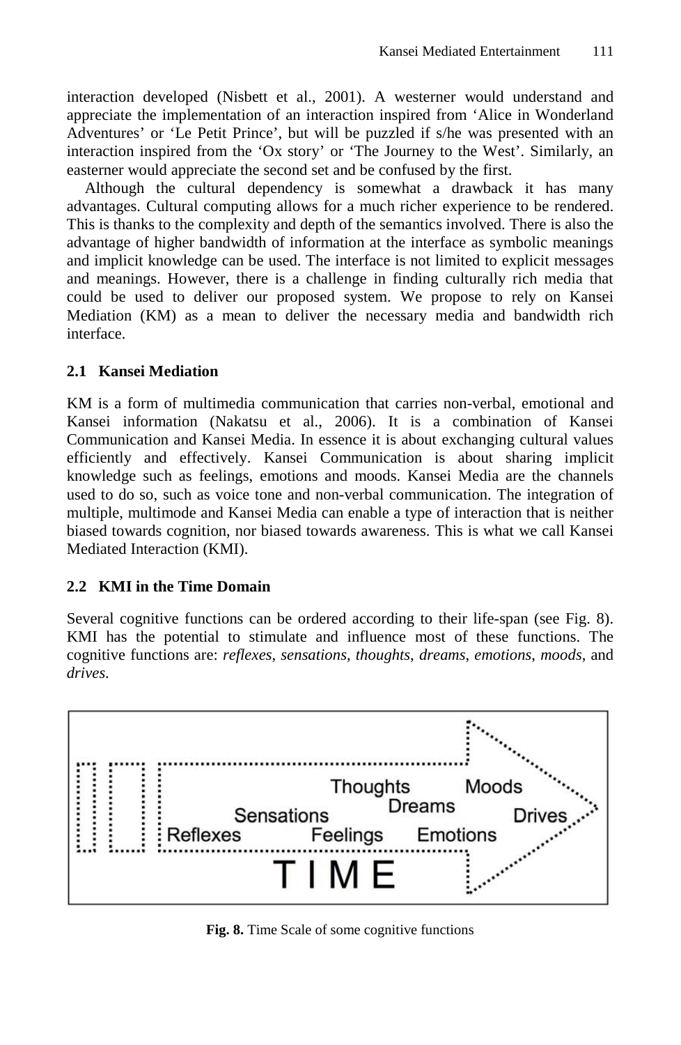interaction developed (Nisbett et al., 2001). A westerner would understand and appreciate the implementation of an interaction inspired from 'Alice in Wonderland Adventures' or 'Le Petit Prince', but will be puzzled if s/he was presented with an interaction inspired from the 'Ox story' or 'The Journey to the West'. Similarly, an easterner would appreciate the second set and be confused by the first.

Although the cultural dependency is somewhat a drawback it has many advantages. Cultural computing allows for a much richer experience to be rendered. This is thanks to the complexity and depth of the semantics involved. There is also the advantage of higher bandwidth of information at the interface as symbolic meanings and implicit knowledge can be used. The interface is not limited to explicit messages and meanings. However, there is a challenge in finding culturally rich media that could be used to deliver our proposed system. We propose to rely on Kansei Mediation (KM) as a mean to deliver the necessary media and bandwidth rich interface.

### 2.1 Kansei Mediation

KM is a form of multimedia communication that carries non-verbal, emotional and Kansei information (Nakatsu et al., 2006). It is a combination of Kansei Communication and Kansei Media. In essence it is about exchanging cultural values efficiently and effectively. Kansei Communication is about sharing implicit knowledge such as feelings, emotions and moods. Kansei Media are the channels used to do so, such as voice tone and non-verbal communication. The integration of multiple, multimode and Kansei Media can enable a type of interaction that is neither biased towards cognition, nor biased towards awareness. This is what we call Kansei Mediated Interaction (KMI).

### 2.2 KMI in the Time Domain

Several cognitive functions can be ordered according to their life-span (see Fig. 8). KMI has the potential to stimulate and influence most of these functions. The cognitive functions are: *reflexes*, *sensations*, *thoughts*, *dreams*, *emotions*, *moods*, and *drives*.

Thoughts
Moods
Dreams
Sensations
Drives
Reflexes
Feelings
Emotions
TIME

**Fig. 8.** Time Scale of some cognitive functions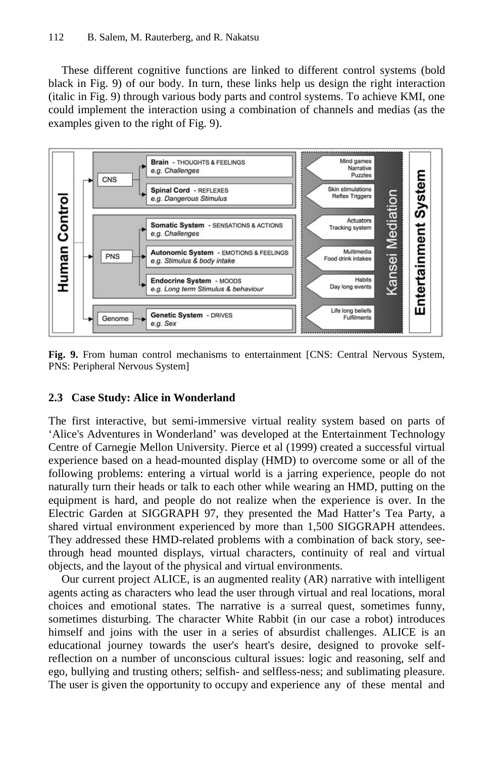These different cognitive functions are linked to different control systems (bold black in Fig. 9) of our body. In turn, these links help us design the right interaction (italic in Fig. 9) through various body parts and control systems. To achieve KMI, one could implement the interaction using a combination of channels and medias (as the examples given to the right of Fig. 9).

Human Control

CNS

**Brain** - THOUGHTS & FEELINGS
*e.g. Challenges*

**Spinal Cord** - REFLEXES
*e.g. Dangerous Stimulus*

PNS

**Somatic System** - SENSATIONS & ACTIONS
*e.g. Challenges*

**Autonomic System** - EMOTIONS & FEELINGS
*e.g. Stimulus & body intake*

**Endocrine System** - MOODS
*e.g. Long term Stimulus & behaviour*

Genome

**Genetic System** - DRIVES
*e.g. Sex*

Mind games
Narrative
Puzzles

Skin stimulations
Reflex Triggers

Actuators
Tracking system

Multimedia
Food drink intakes

Habits
Day long events

Life long beliefs
Fulfilments

Kansei Mediation

Entertainment System

**Fig. 9.** From human control mechanisms to entertainment [CNS: Central Nervous System, PNS: Peripheral Nervous System]

### 2.3 Case Study: Alice in Wonderland

The first interactive, but semi-immersive virtual reality system based on parts of 'Alice's Adventures in Wonderland' was developed at the Entertainment Technology Centre of Carnegie Mellon University. Pierce et al (1999) created a successful virtual experience based on a head-mounted display (HMD) to overcome some or all of the following problems: entering a virtual world is a jarring experience, people do not naturally turn their heads or talk to each other while wearing an HMD, putting on the equipment is hard, and people do not realize when the experience is over. In the Electric Garden at SIGGRAPH 97, they presented the Mad Hatter's Tea Party, a shared virtual environment experienced by more than 1,500 SIGGRAPH attendees. They addressed these HMD-related problems with a combination of back story, see-through head mounted displays, virtual characters, continuity of real and virtual objects, and the layout of the physical and virtual environments.

Our current project ALICE, is an augmented reality (AR) narrative with intelligent agents acting as characters who lead the user through virtual and real locations, moral choices and emotional states. The narrative is a surreal quest, sometimes funny, sometimes disturbing. The character White Rabbit (in our case a robot) introduces himself and joins with the user in a series of absurdist challenges. ALICE is an educational journey towards the user's heart's desire, designed to provoke self-reflection on a number of unconscious cultural issues: logic and reasoning, self and ego, bullying and trusting others; selfish- and selfless-ness; and sublimating pleasure. The user is given the opportunity to occupy and experience any of these mental and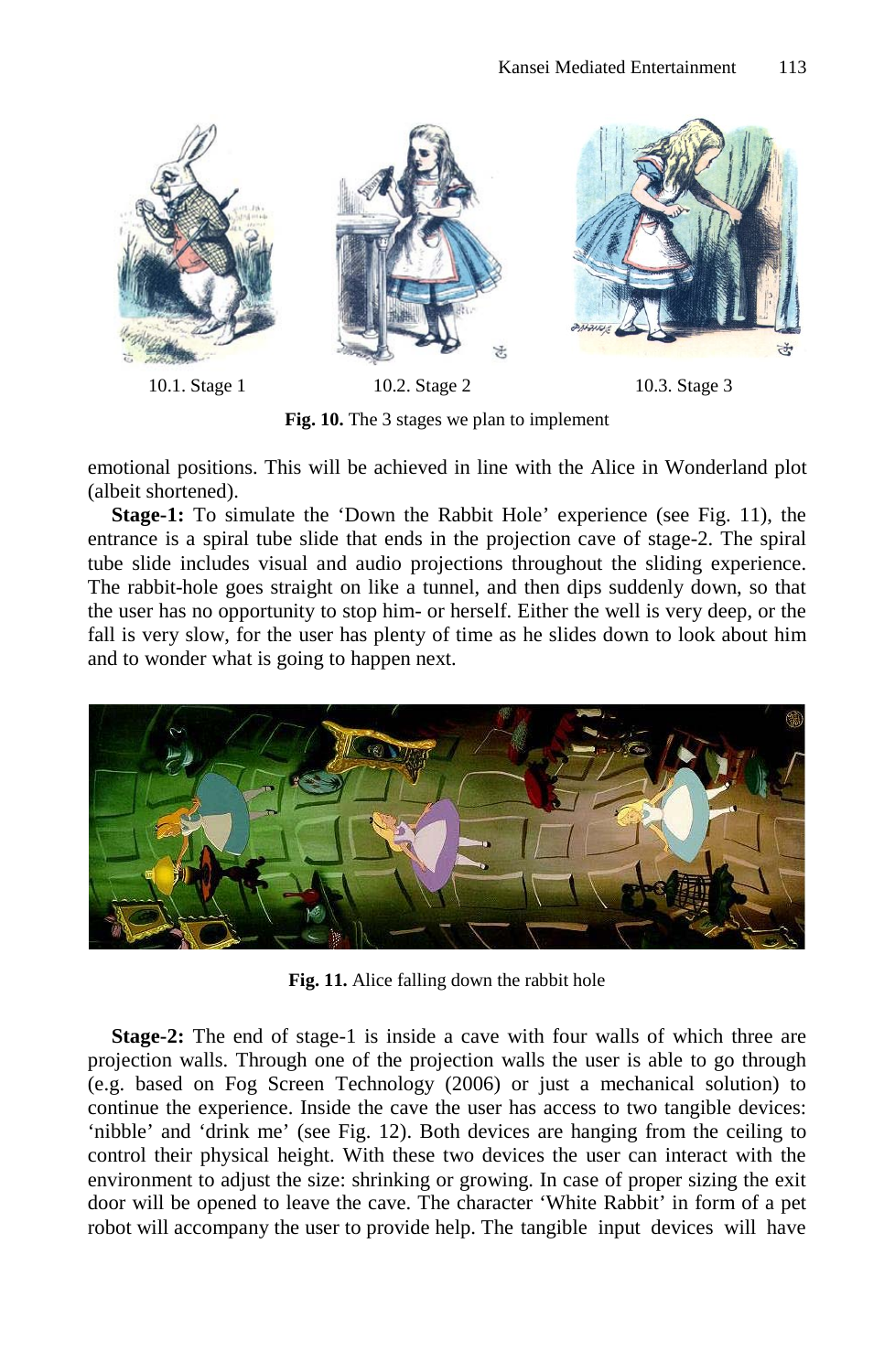10.1. Stage 1 10.2. Stage 2 10.3. Stage 3

**Fig. 10.** The 3 stages we plan to implement

emotional positions. This will be achieved in line with the Alice in Wonderland plot (albeit shortened).

**Stage-1:** To simulate the 'Down the Rabbit Hole' experience (see Fig. 11), the entrance is a spiral tube slide that ends in the projection cave of stage-2. The spiral tube slide includes visual and audio projections throughout the sliding experience. The rabbit-hole goes straight on like a tunnel, and then dips suddenly down, so that the user has no opportunity to stop him- or herself. Either the well is very deep, or the fall is very slow, for the user has plenty of time as he slides down to look about him and to wonder what is going to happen next.

**Fig. 11.** Alice falling down the rabbit hole

**Stage-2:** The end of stage-1 is inside a cave with four walls of which three are projection walls. Through one of the projection walls the user is able to go through (e.g. based on Fog Screen Technology (2006) or just a mechanical solution) to continue the experience. Inside the cave the user has access to two tangible devices: 'nibble' and 'drink me' (see Fig. 12). Both devices are hanging from the ceiling to control their physical height. With these two devices the user can interact with the environment to adjust the size: shrinking or growing. In case of proper sizing the exit door will be opened to leave the cave. The character 'White Rabbit' in form of a pet robot will accompany the user to provide help. The tangible input devices will have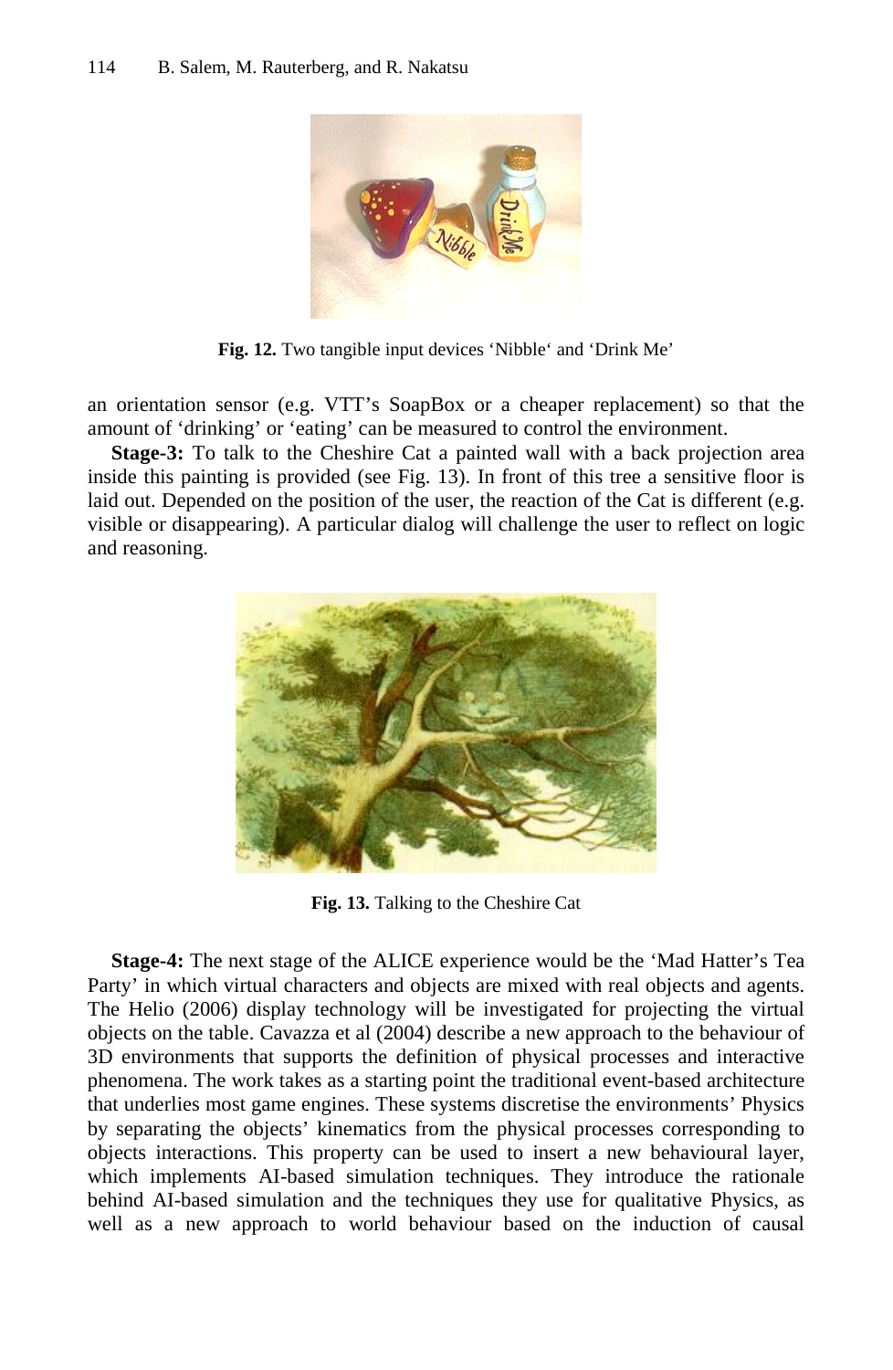Fig. 12. Two tangible input devices 'Nibble' and 'Drink Me'

an orientation sensor (e.g. VTT's SoapBox or a cheaper replacement) so that the amount of 'drinking' or 'eating' can be measured to control the environment.

**Stage-3:** To talk to the Cheshire Cat a painted wall with a back projection area inside this painting is provided (see Fig. 13). In front of this tree a sensitive floor is laid out. Depended on the position of the user, the reaction of the Cat is different (e.g. visible or disappearing). A particular dialog will challenge the user to reflect on logic and reasoning.

**Fig. 13.** Talking to the Cheshire Cat

**Stage-4:** The next stage of the ALICE experience would be the 'Mad Hatter's Tea Party' in which virtual characters and objects are mixed with real objects and agents. The Helio (2006) display technology will be investigated for projecting the virtual objects on the table. Cavazza et al (2004) describe a new approach to the behaviour of 3D environments that supports the definition of physical processes and interactive phenomena. The work takes as a starting point the traditional event-based architecture that underlies most game engines. These systems discretise the environments' Physics by separating the objects' kinematics from the physical processes corresponding to objects interactions. This property can be used to insert a new behavioural layer, which implements AI-based simulation techniques. They introduce the rationale behind AI-based simulation and the techniques they use for qualitative Physics, as well as a new approach to world behaviour based on the induction of causal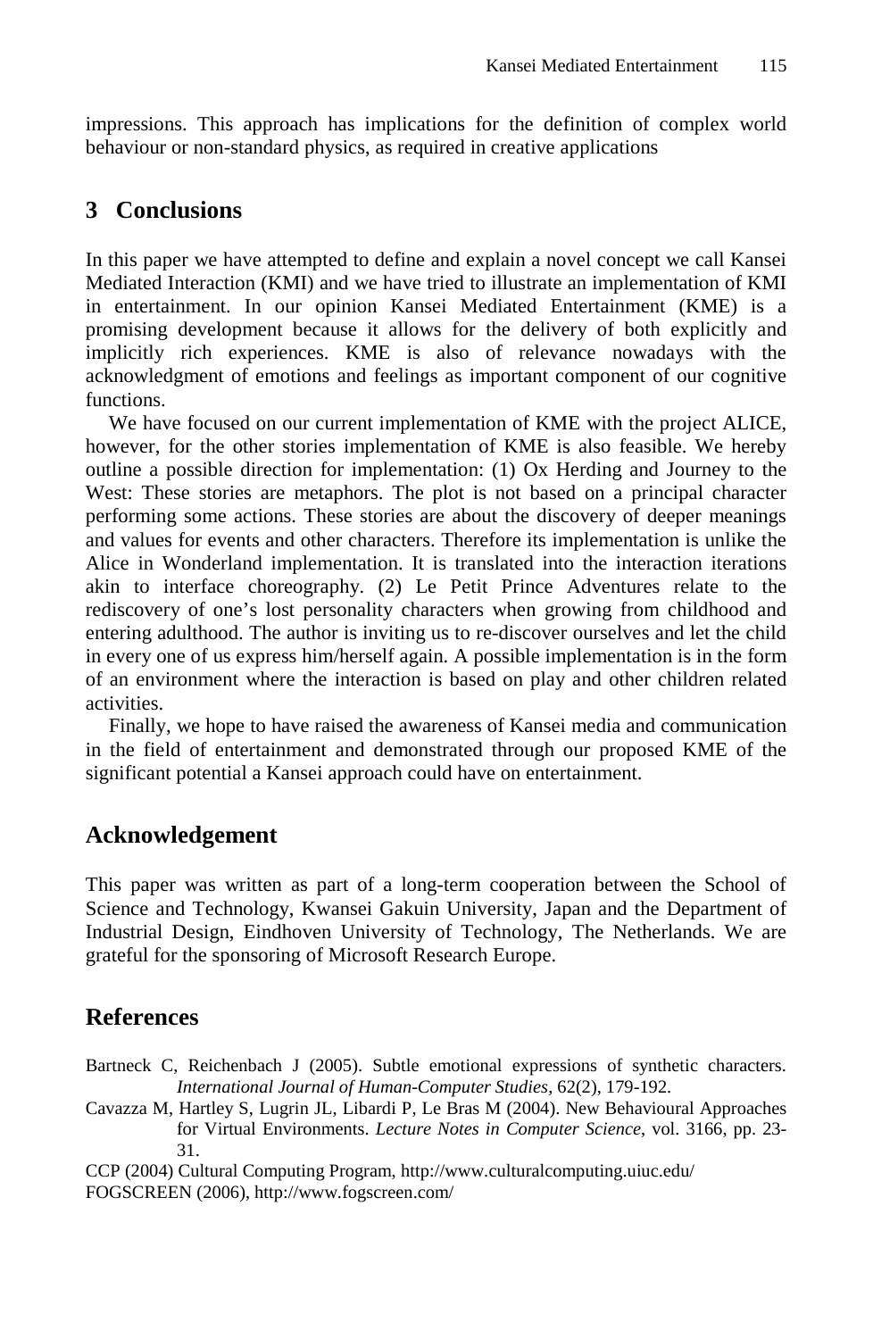impressions. This approach has implications for the definition of complex world behaviour or non-standard physics, as required in creative applications

## 3 Conclusions

In this paper we have attempted to define and explain a novel concept we call Kansei Mediated Interaction (KMI) and we have tried to illustrate an implementation of KMI in entertainment. In our opinion Kansei Mediated Entertainment (KME) is a promising development because it allows for the delivery of both explicitly and implicitly rich experiences. KME is also of relevance nowadays with the acknowledgment of emotions and feelings as important component of our cognitive functions.

We have focused on our current implementation of KME with the project ALICE, however, for the other stories implementation of KME is also feasible. We hereby outline a possible direction for implementation: (1) Ox Herding and Journey to the West: These stories are metaphors. The plot is not based on a principal character performing some actions. These stories are about the discovery of deeper meanings and values for events and other characters. Therefore its implementation is unlike the Alice in Wonderland implementation. It is translated into the interaction iterations akin to interface choreography. (2) Le Petit Prince Adventures relate to the rediscovery of one's lost personality characters when growing from childhood and entering adulthood. The author is inviting us to re-discover ourselves and let the child in every one of us express him/herself again. A possible implementation is in the form of an environment where the interaction is based on play and other children related activities.

Finally, we hope to have raised the awareness of Kansei media and communication in the field of entertainment and demonstrated through our proposed KME of the significant potential a Kansei approach could have on entertainment.

## Acknowledgement

This paper was written as part of a long-term cooperation between the School of Science and Technology, Kwansei Gakuin University, Japan and the Department of Industrial Design, Eindhoven University of Technology, The Netherlands. We are grateful for the sponsoring of Microsoft Research Europe.

## References

Bartneck C, Reichenbach J (2005). Subtle emotional expressions of synthetic characters. *International Journal of Human-Computer Studies*, 62(2), 179-192.

Cavazza M, Hartley S, Lugrin JL, Libardi P, Le Bras M (2004). New Behavioural Approaches for Virtual Environments. *Lecture Notes in Computer Science*, vol. 3166, pp. 23-31.

CCP (2004) Cultural Computing Program, http://www.culturalcomputing.uiuc.edu/

FOGSCREEN (2006), http://www.fogscreen.com/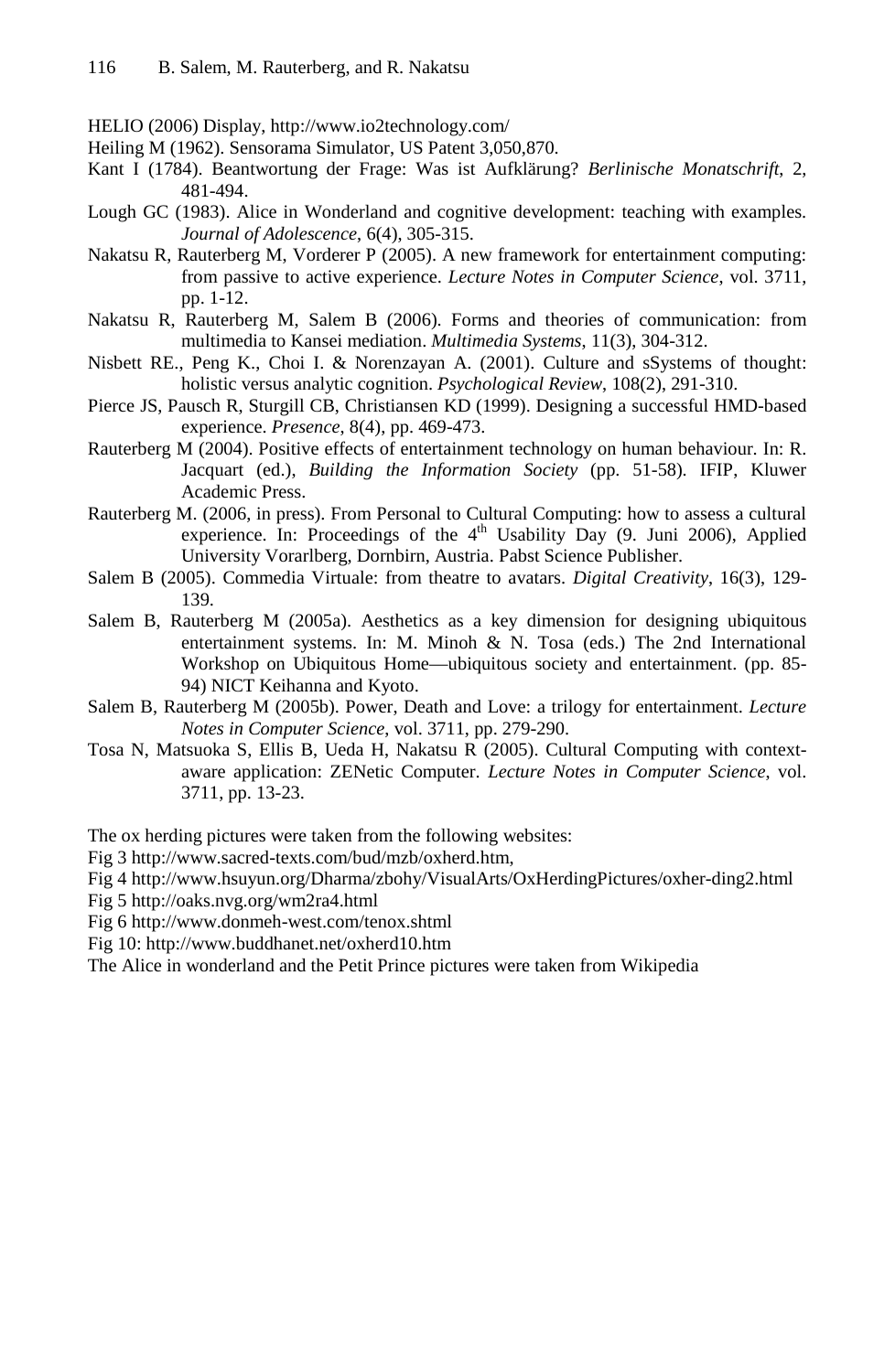HELIO (2006) Display, http://www.io2technology.com/

Heiling M (1962). Sensorama Simulator, US Patent 3,050,870.

Kant I (1784). Beantwortung der Frage: Was ist Aufklärung? *Berlinische Monatschrift*, 2, 481-494.

Lough GC (1983). Alice in Wonderland and cognitive development: teaching with examples. *Journal of Adolescence*, 6(4), 305-315.

Nakatsu R, Rauterberg M, Vorderer P (2005). A new framework for entertainment computing: from passive to active experience. *Lecture Notes in Computer Science*, vol. 3711, pp. 1-12.

Nakatsu R, Rauterberg M, Salem B (2006). Forms and theories of communication: from multimedia to Kansei mediation. *Multimedia Systems*, 11(3), 304-312.

Nisbett RE., Peng K., Choi I. & Norenzayan A. (2001). Culture and sSystems of thought: holistic versus analytic cognition. *Psychological Review*, 108(2), 291-310.

Pierce JS, Pausch R, Sturgill CB, Christiansen KD (1999). Designing a successful HMD-based experience. *Presence*, 8(4), pp. 469-473.

Rauterberg M (2004). Positive effects of entertainment technology on human behaviour. In: R. Jacquart (ed.), *Building the Information Society* (pp. 51-58). IFIP, Kluwer Academic Press.

Rauterberg M. (2006, in press). From Personal to Cultural Computing: how to assess a cultural experience. In: Proceedings of the 4th Usability Day (9. Juni 2006), Applied University Vorarlberg, Dornbirn, Austria. Pabst Science Publisher.

Salem B (2005). Commedia Virtuale: from theatre to avatars. *Digital Creativity*, 16(3), 129-139.

Salem B, Rauterberg M (2005a). Aesthetics as a key dimension for designing ubiquitous entertainment systems. In: M. Minoh & N. Tosa (eds.) The 2nd International Workshop on Ubiquitous Home—ubiquitous society and entertainment. (pp. 85-94) NICT Keihanna and Kyoto.

Salem B, Rauterberg M (2005b). Power, Death and Love: a trilogy for entertainment. *Lecture Notes in Computer Science*, vol. 3711, pp. 279-290.

Tosa N, Matsuoka S, Ellis B, Ueda H, Nakatsu R (2005). Cultural Computing with context-aware application: ZENetic Computer. *Lecture Notes in Computer Science*, vol. 3711, pp. 13-23.

The ox herding pictures were taken from the following websites:

Fig 3 http://www.sacred-texts.com/bud/mzb/oxherd.htm,

Fig 4 http://www.hsuyun.org/Dharma/zbohy/VisualArts/OxHerdingPictures/oxher-ding2.html

Fig 5 http://oaks.nvg.org/wm2ra4.html

Fig 6 http://www.donmeh-west.com/tenox.shtml

Fig 10: http://www.buddhanet.net/oxherd10.htm

The Alice in wonderland and the Petit Prince pictures were taken from Wikipedia